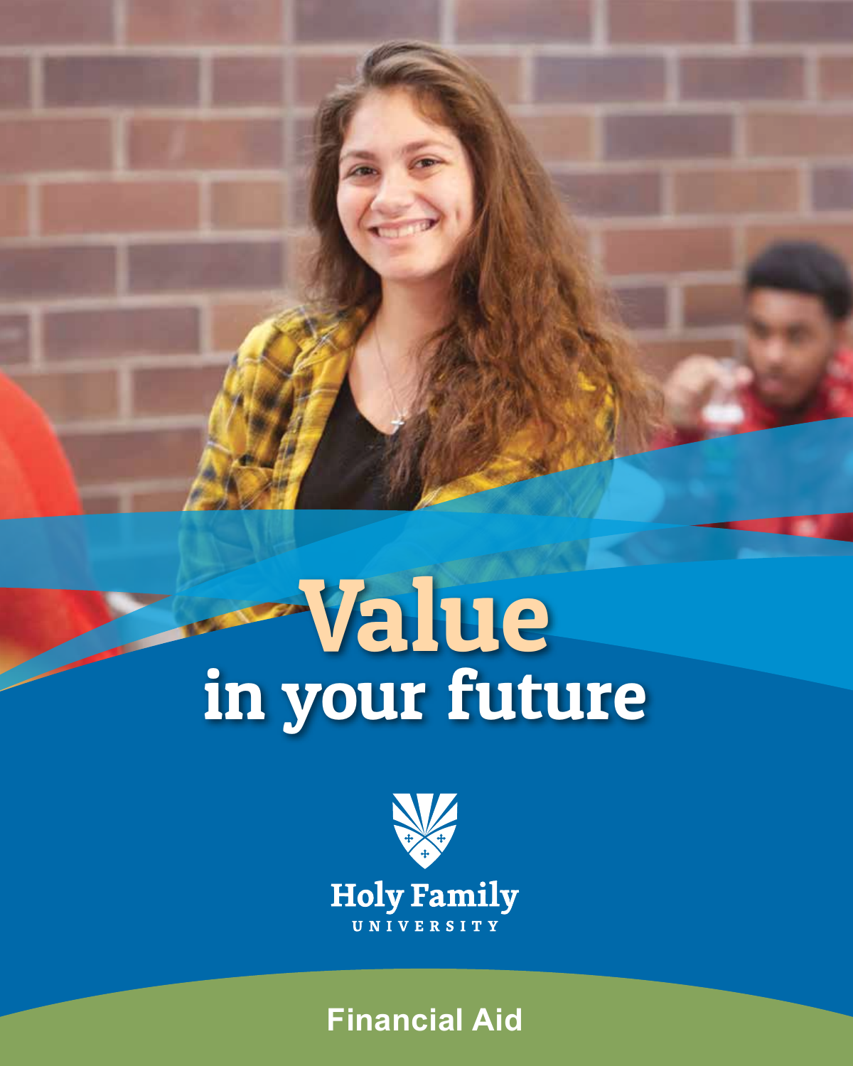# Value in your future

Holy Family
UNIVERSITY

Financial Aid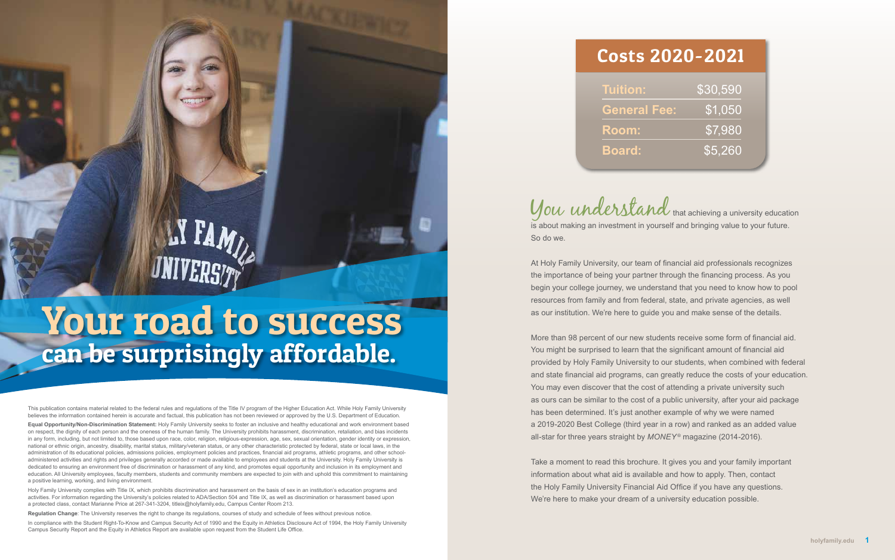# Your road to success can be surprisingly affordable.

This publication contains material related to the federal rules and regulations of the Title IV program of the Higher Education Act. While Holy Family University believes the information contained herein is accurate and factual, this publication has not been reviewed or approved by the U.S. Department of Education.

**Equal Opportunity/Non-Discrimination Statement:** Holy Family University seeks to foster an inclusive and healthy educational and work environment based on respect, the dignity of each person and the oneness of the human family. The University prohibits harassment, discrimination, retaliation, and bias incidents in any form, including, but not limited to, those based upon race, color, religion, religious-expression, age, sex, sexual orientation, gender identity or expression, national or ethnic origin, ancestry, disability, marital status, military/veteran status, or any other characteristic protected by federal, state or local laws, in the administration of its educational policies, admissions policies, employment policies and practices, financial aid programs, athletic programs, and other school-administered activities and rights and privileges generally accorded or made available to employees and students at the University. Holy Family University is dedicated to ensuring an environment free of discrimination or harassment of any kind, and promotes equal opportunity and inclusion in its employment and education. All University employees, faculty members, students and community members are expected to join with and uphold this commitment to maintaining a positive learning, working, and living environment.

Holy Family University complies with Title IX, which prohibits discrimination and harassment on the basis of sex in an institution's education programs and activities. For information regarding the University's policies related to ADA/Section 504 and Title IX, as well as discrimination or harassment based upon a protected class, contact Marianne Price at 267-341-3204, titleix@holyfamily.edu, Campus Center Room 213.

**Regulation Change**: The University reserves the right to change its regulations, courses of study and schedule of fees without previous notice.

In compliance with the Student Right-To-Know and Campus Security Act of 1990 and the Equity in Athletics Disclosure Act of 1994, the Holy Family University Campus Security Report and the Equity in Athletics Report are available upon request from the Student Life Office.

## Costs 2020-2021

| | |
|---|---|
| **Tuition:** | $30,590 |
| **General Fee:** | $1,050 |
| **Room:** | $7,980 |
| **Board:** | $5,260 |

*You understand* that achieving a university education is about making an investment in yourself and bringing value to your future. So do we.

At Holy Family University, our team of financial aid professionals recognizes the importance of being your partner through the financing process. As you begin your college journey, we understand that you need to know how to pool resources from family and from federal, state, and private agencies, as well as our institution. We're here to guide you and make sense of the details.

More than 98 percent of our new students receive some form of financial aid. You might be surprised to learn that the significant amount of financial aid provided by Holy Family University to our students, when combined with federal and state financial aid programs, can greatly reduce the costs of your education. You may even discover that the cost of attending a private university such as ours can be similar to the cost of a public university, after your aid package has been determined. It's just another example of why we were named a 2019-2020 Best College (third year in a row) and ranked as an added value all-star for three years straight by *MONEY®* magazine (2014-2016).

Take a moment to read this brochure. It gives you and your family important information about what aid is available and how to apply. Then, contact the Holy Family University Financial Aid Office if you have any questions. We're here to make your dream of a university education possible.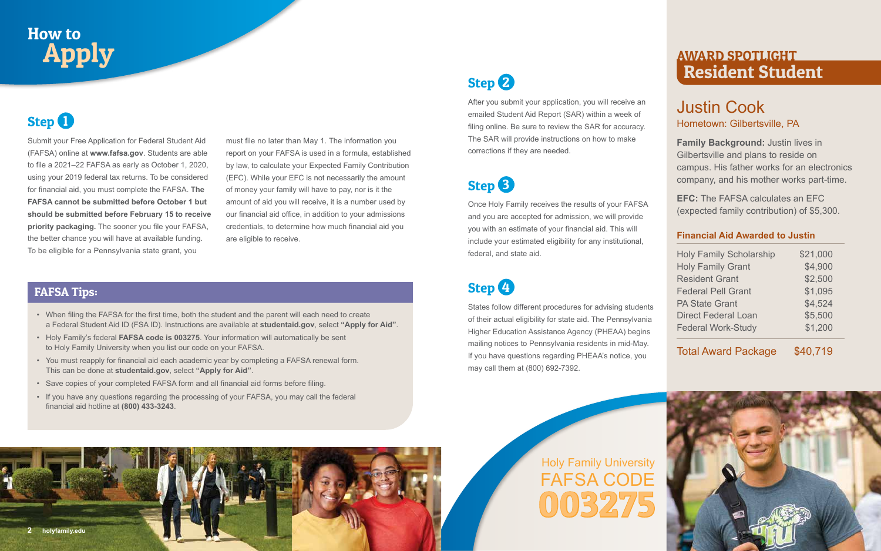# How to Apply

## Step 1

Submit your Free Application for Federal Student Aid (FAFSA) online at **www.fafsa.gov**. Students are able to file a 2021–22 FAFSA as early as October 1, 2020, using your 2019 federal tax returns. To be considered for financial aid, you must complete the FAFSA. **The FAFSA cannot be submitted before October 1 but should be submitted before February 15 to receive priority packaging.** The sooner you file your FAFSA, the better chance you will have at available funding. To be eligible for a Pennsylvania state grant, you must file no later than May 1. The information you report on your FAFSA is used in a formula, established by law, to calculate your Expected Family Contribution (EFC). While your EFC is not necessarily the amount of money your family will have to pay, nor is it the amount of aid you will receive, it is a number used by our financial aid office, in addition to your admissions credentials, to determine how much financial aid you are eligible to receive.

## FAFSA Tips:

- When filing the FAFSA for the first time, both the student and the parent will each need to create a Federal Student Aid ID (FSA ID). Instructions are available at **studentaid.gov**, select **"Apply for Aid"**.
- Holy Family's federal **FAFSA code is 003275**. Your information will automatically be sent to Holy Family University when you list our code on your FAFSA.
- You must reapply for financial aid each academic year by completing a FAFSA renewal form. This can be done at **studentaid.gov**, select **"Apply for Aid"**.
- Save copies of your completed FAFSA form and all financial aid forms before filing.
- If you have any questions regarding the processing of your FAFSA, you may call the federal financial aid hotline at **(800) 433-3243**.

## Step 2

After you submit your application, you will receive an emailed Student Aid Report (SAR) within a week of filing online. Be sure to review the SAR for accuracy. The SAR will provide instructions on how to make corrections if they are needed.

## Step 3

Once Holy Family receives the results of your FAFSA and you are accepted for admission, we will provide you with an estimate of your financial aid. This will include your estimated eligibility for any institutional, federal, and state aid.

## Step 4

States follow different procedures for advising students of their actual eligibility for state aid. The Pennsylvania Higher Education Assistance Agency (PHEAA) begins mailing notices to Pennsylvania residents in mid-May. If you have questions regarding PHEAA's notice, you may call them at (800) 692-7392.

Holy Family University
FAFSA CODE
**003275**

## AWARD SPOTLIGHT
## Resident Student

### Justin Cook

Hometown: Gilbertsville, PA

**Family Background:** Justin lives in Gilbertsville and plans to reside on campus. His father works for an electronics company, and his mother works part-time.

**EFC:** The FAFSA calculates an EFC (expected family contribution) of $5,300.

**Financial Aid Awarded to Justin**

| Award | Amount |
| --- | --- |
| Holy Family Scholarship | $21,000 |
| Holy Family Grant | $4,900 |
| Resident Grant | $2,500 |
| Federal Pell Grant | $1,095 |
| PA State Grant | $4,524 |
| Direct Federal Loan | $5,500 |
| Federal Work-Study | $1,200 |
| Total Award Package | $40,719 |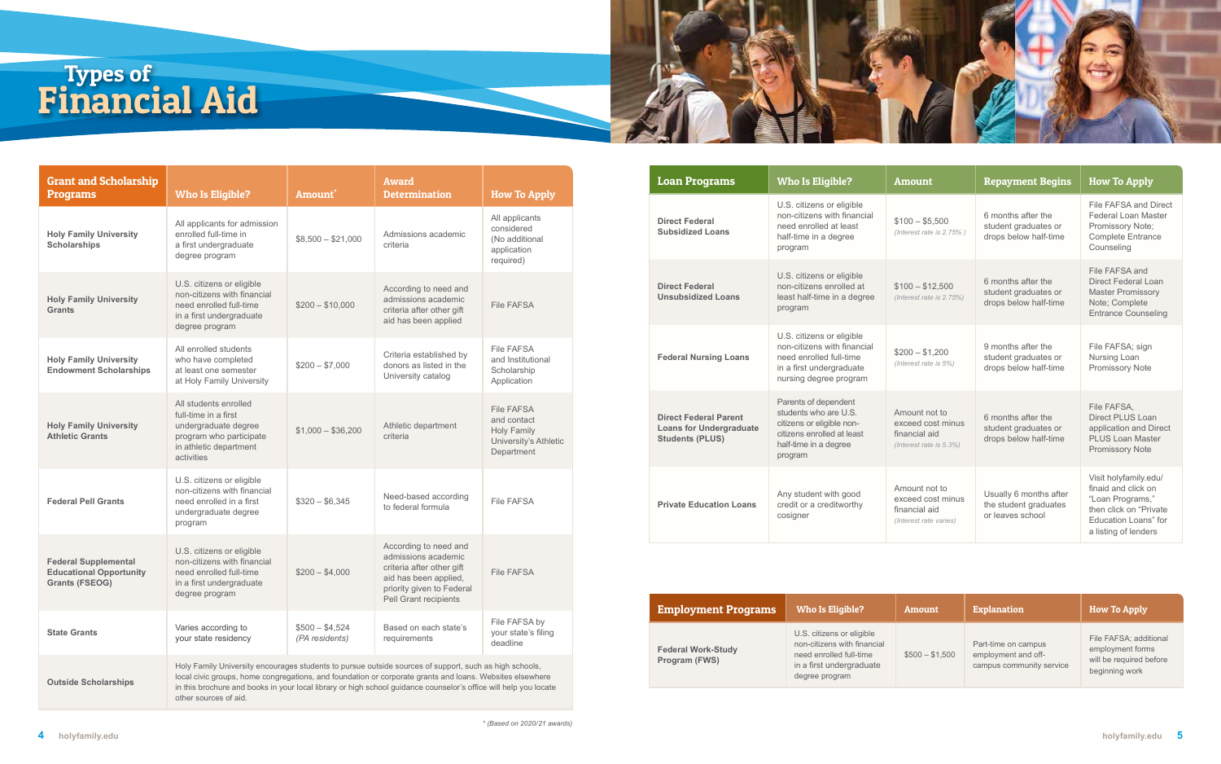# Types of Financial Aid

| Grant and Scholarship Programs | Who Is Eligible? | Amount* | Award Determination | How To Apply |
|---|---|---|---|---|
| **Holy Family University Scholarships** | All applicants for admission enrolled full-time in a first undergraduate degree program | $8,500 – $21,000 | Admissions academic criteria | All applicants considered (No additional application required) |
| **Holy Family University Grants** | U.S. citizens or eligible non-citizens with financial need enrolled full-time in a first undergraduate degree program | $200 – $10,000 | According to need and admissions academic criteria after other gift aid has been applied | File FAFSA |
| **Holy Family University Endowment Scholarships** | All enrolled students who have completed at least one semester at Holy Family University | $200 – $7,000 | Criteria established by donors as listed in the University catalog | File FAFSA and Institutional Scholarship Application |
| **Holy Family University Athletic Grants** | All students enrolled full-time in a first undergraduate degree program who participate in athletic department activities | $1,000 – $36,200 | Athletic department criteria | File FAFSA and contact Holy Family University's Athletic Department |
| **Federal Pell Grants** | U.S. citizens or eligible non-citizens with financial need enrolled in a first undergraduate degree program | $320 – $6,345 | Need-based according to federal formula | File FAFSA |
| **Federal Supplemental Educational Opportunity Grants (FSEOG)** | U.S. citizens or eligible non-citizens with financial need enrolled full-time in a first undergraduate degree program | $200 – $4,000 | According to need and admissions academic criteria after other gift aid has been applied, priority given to Federal Pell Grant recipients | File FAFSA |
| **State Grants** | Varies according to your state residency | $500 – $4,524 *(PA residents)* | Based on each state's requirements | File FAFSA by your state's filing deadline |
| **Outside Scholarships** | Holy Family University encourages students to pursue outside sources of support, such as high schools, local civic groups, home congregations, and foundation or corporate grants and loans. Websites elsewhere in this brochure and books in your local library or high school guidance counselor's office will help you locate other sources of aid. | | | |

*\* (Based on 2020/21 awards)*

| Loan Programs | Who Is Eligible? | Amount | Repayment Begins | How To Apply |
|---|---|---|---|---|
| **Direct Federal Subsidized Loans** | U.S. citizens or eligible non-citizens with financial need enrolled at least half-time in a degree program | $100 – $5,500 *(Interest rate is 2.75%)* | 6 months after the student graduates or drops below half-time | File FAFSA and Direct Federal Loan Master Promissory Note; Complete Entrance Counseling |
| **Direct Federal Unsubsidized Loans** | U.S. citizens or eligible non-citizens enrolled at least half-time in a degree program | $100 – $12,500 *(Interest rate is 2.75%)* | 6 months after the student graduates or drops below half-time | File FAFSA and Direct Federal Loan Master Promissory Note; Complete Entrance Counseling |
| **Federal Nursing Loans** | U.S. citizens or eligible non-citizens with financial need enrolled full-time in a first undergraduate nursing degree program | $200 – $1,200 *(Interest rate is 5%)* | 9 months after the student graduates or drops below half-time | File FAFSA; sign Nursing Loan Promissory Note |
| **Direct Federal Parent Loans for Undergraduate Students (PLUS)** | Parents of dependent students who are U.S. citizens or eligible non-citizens enrolled at least half-time in a degree program | Amount not to exceed cost minus financial aid *(Interest rate is 5.3%)* | 6 months after the student graduates or drops below half-time | File FAFSA, Direct PLUS Loan application and Direct PLUS Loan Master Promissory Note |
| **Private Education Loans** | Any student with good credit or a creditworthy cosigner | Amount not to exceed cost minus financial aid *(Interest rate varies)* | Usually 6 months after the student graduates or leaves school | Visit holyfamily.edu/finaid and click on "Loan Programs," then click on "Private Education Loans" for a listing of lenders |

| Employment Programs | Who Is Eligible? | Amount | Explanation | How To Apply |
|---|---|---|---|---|
| **Federal Work-Study Program (FWS)** | U.S. citizens or eligible non-citizens with financial need enrolled full-time in a first undergraduate degree program | $500 – $1,500 | Part-time on campus employment and off-campus community service | File FAFSA; additional employment forms will be required before beginning work |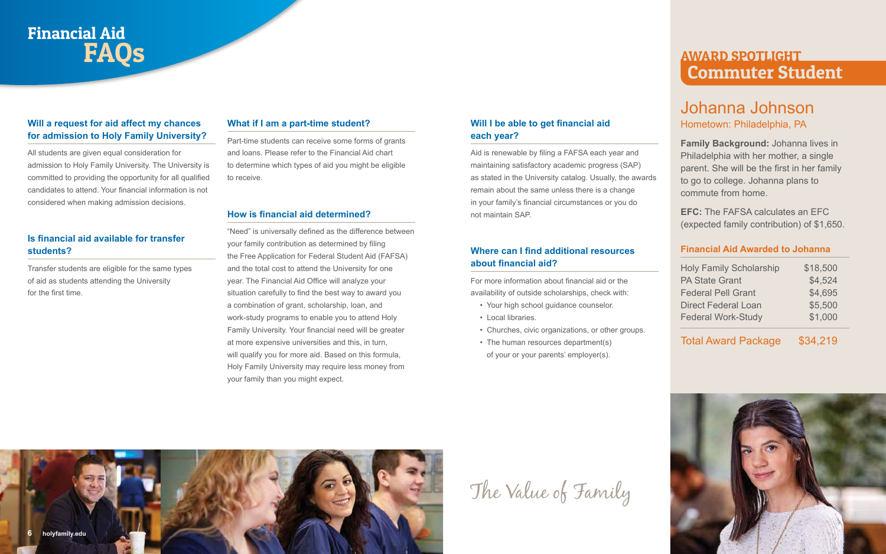# Financial Aid FAQs

### Will a request for aid affect my chances for admission to Holy Family University?

All students are given equal consideration for admission to Holy Family University. The University is committed to providing the opportunity for all qualified candidates to attend. Your financial information is not considered when making admission decisions.

### Is financial aid available for transfer students?

Transfer students are eligible for the same types of aid as students attending the University for the first time.

### What if I am a part-time student?

Part-time students can receive some forms of grants and loans. Please refer to the Financial Aid chart to determine which types of aid you might be eligible to receive.

### How is financial aid determined?

"Need" is universally defined as the difference between your family contribution as determined by filing the Free Application for Federal Student Aid (FAFSA) and the total cost to attend the University for one year. The Financial Aid Office will analyze your situation carefully to find the best way to award you a combination of grant, scholarship, loan, and work-study programs to enable you to attend Holy Family University. Your financial need will be greater at more expensive universities and this, in turn, will qualify you for more aid. Based on this formula, Holy Family University may require less money from your family than you might expect.

### Will I be able to get financial aid each year?

Aid is renewable by filing a FAFSA each year and maintaining satisfactory academic progress (SAP) as stated in the University catalog. Usually, the awards remain about the same unless there is a change in your family's financial circumstances or you do not maintain SAP.

### Where can I find additional resources about financial aid?

For more information about financial aid or the availability of outside scholarships, check with:

- Your high school guidance counselor.
- Local libraries.
- Churches, civic organizations, or other groups.
- The human resources department(s) of your or your parents' employer(s).

The Value of Family

## AWARD SPOTLIGHT Commuter Student

### Johanna Johnson

Hometown: Philadelphia, PA

**Family Background:** Johanna lives in Philadelphia with her mother, a single parent. She will be the first in her family to go to college. Johanna plans to commute from home.

**EFC:** The FAFSA calculates an EFC (expected family contribution) of $1,650.

#### Financial Aid Awarded to Johanna

| Award | Amount |
|---|---|
| Holy Family Scholarship | $18,500 |
| PA State Grant | $4,524 |
| Federal Pell Grant | $4,695 |
| Direct Federal Loan | $5,500 |
| Federal Work-Study | $1,000 |
| **Total Award Package** | **$34,219** |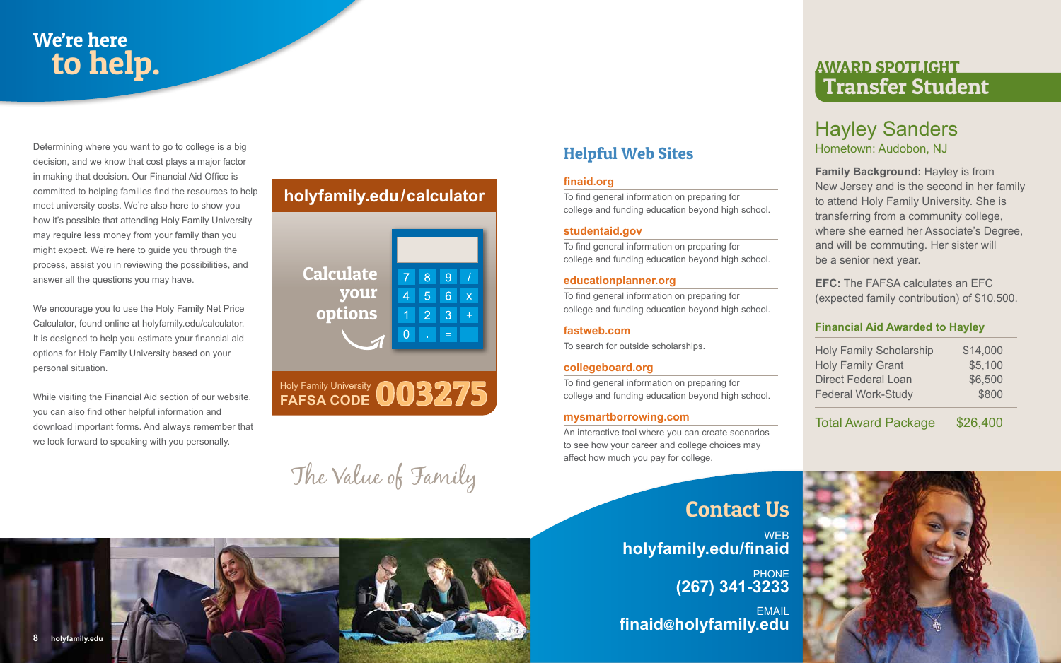# We're here to help.

Determining where you want to go to college is a big decision, and we know that cost plays a major factor in making that decision. Our Financial Aid Office is committed to helping families find the resources to help meet university costs. We're also here to show you how it's possible that attending Holy Family University may require less money from your family than you might expect. We're here to guide you through the process, assist you in reviewing the possibilities, and answer all the questions you may have.

We encourage you to use the Holy Family Net Price Calculator, found online at holyfamily.edu/calculator. It is designed to help you estimate your financial aid options for Holy Family University based on your personal situation.

While visiting the Financial Aid section of our website, you can also find other helpful information and download important forms. And always remember that we look forward to speaking with you personally.

**holyfamily.edu/calculator**

Calculate your options

Holy Family University
**FAFSA CODE 003275**

*The Value of Family*

## Helpful Web Sites

**finaid.org**
To find general information on preparing for college and funding education beyond high school.

**studentaid.gov**
To find general information on preparing for college and funding education beyond high school.

**educationplanner.org**
To find general information on preparing for college and funding education beyond high school.

**fastweb.com**
To search for outside scholarships.

**collegeboard.org**
To find general information on preparing for college and funding education beyond high school.

**mysmartborrowing.com**
An interactive tool where you can create scenarios to see how your career and college choices may affect how much you pay for college.

## Contact Us

WEB
**holyfamily.edu/finaid**

PHONE
**(267) 341-3233**

EMAIL
**finaid@holyfamily.edu**

## AWARD SPOTLIGHT
## Transfer Student

### Hayley Sanders
Hometown: Audobon, NJ

**Family Background:** Hayley is from New Jersey and is the second in her family to attend Holy Family University. She is transferring from a community college, where she earned her Associate's Degree, and will be commuting. Her sister will be a senior next year.

**EFC:** The FAFSA calculates an EFC (expected family contribution) of $10,500.

**Financial Aid Awarded to Hayley**

| | |
|---|---|
| Holy Family Scholarship | $14,000 |
| Holy Family Grant | $5,100 |
| Direct Federal Loan | $6,500 |
| Federal Work-Study | $800 |
| Total Award Package | $26,400 |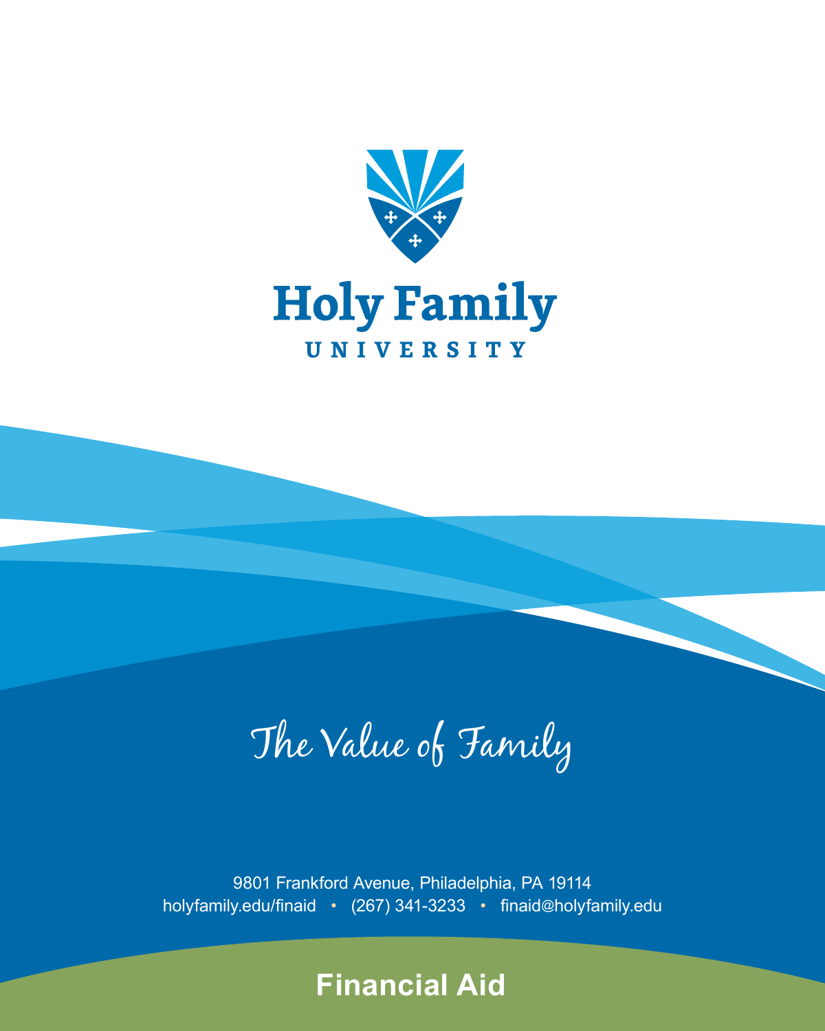# Holy Family

UNIVERSITY

*The Value of Family*

9801 Frankford Avenue, Philadelphia, PA 19114

holyfamily.edu/finaid • (267) 341-3233 • finaid@holyfamily.edu

## Financial Aid